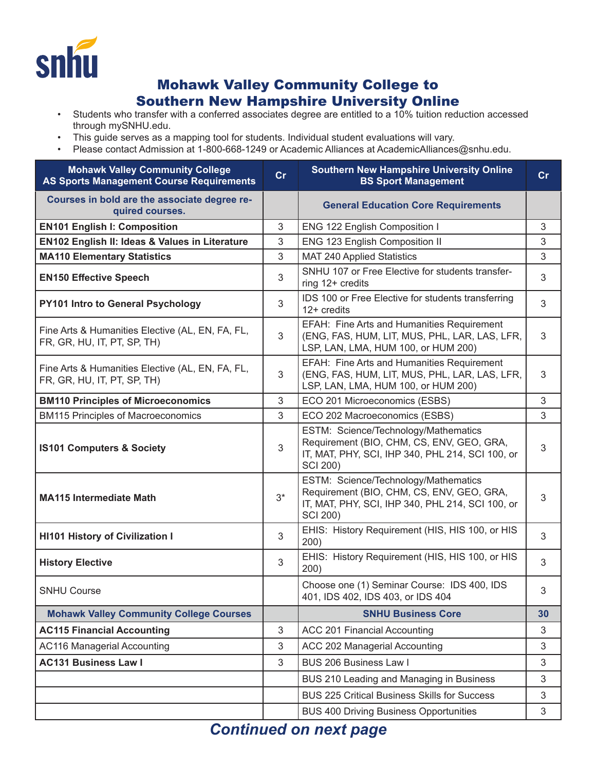# Mohawk Valley Community College to Southern New Hampshire University Online

- Students who transfer with a conferred associates degree are entitled to a 10% tuition reduction accessed through mySNHU.edu.
- This guide serves as a mapping tool for students. Individual student evaluations will vary.
- Please contact Admission at 1-800-668-1249 or Academic Alliances at AcademicAlliances@snhu.edu.

| Mohawk Valley Community College AS Sports Management Course Requirements | Cr | Southern New Hampshire University Online BS Sport Management | Cr |
|---|---|---|---|
| **Courses in bold are the associate degree required courses.** | | **General Education Core Requirements** | |
| **EN101 English I: Composition** | 3 | ENG 122 English Composition I | 3 |
| **EN102 English II: Ideas & Values in Literature** | 3 | ENG 123 English Composition II | 3 |
| **MA110 Elementary Statistics** | 3 | MAT 240 Applied Statistics | 3 |
| **EN150 Effective Speech** | 3 | SNHU 107 or Free Elective for students transferring 12+ credits | 3 |
| **PY101 Intro to General Psychology** | 3 | IDS 100 or Free Elective for students transferring 12+ credits | 3 |
| Fine Arts & Humanities Elective (AL, EN, FA, FL, FR, GR, HU, IT, PT, SP, TH) | 3 | EFAH: Fine Arts and Humanities Requirement (ENG, FAS, HUM, LIT, MUS, PHL, LAR, LAS, LFR, LSP, LAN, LMA, HUM 100, or HUM 200) | 3 |
| Fine Arts & Humanities Elective (AL, EN, FA, FL, FR, GR, HU, IT, PT, SP, TH) | 3 | EFAH: Fine Arts and Humanities Requirement (ENG, FAS, HUM, LIT, MUS, PHL, LAR, LAS, LFR, LSP, LAN, LMA, HUM 100, or HUM 200) | 3 |
| **BM110 Principles of Microeconomics** | 3 | ECO 201 Microeconomics (ESBS) | 3 |
| BM115 Principles of Macroeconomics | 3 | ECO 202 Macroeconomics (ESBS) | 3 |
| **IS101 Computers & Society** | 3 | ESTM: Science/Technology/Mathematics Requirement (BIO, CHM, CS, ENV, GEO, GRA, IT, MAT, PHY, SCI, IHP 340, PHL 214, SCI 100, or SCI 200) | 3 |
| **MA115 Intermediate Math** | 3* | ESTM: Science/Technology/Mathematics Requirement (BIO, CHM, CS, ENV, GEO, GRA, IT, MAT, PHY, SCI, IHP 340, PHL 214, SCI 100, or SCI 200) | 3 |
| **HI101 History of Civilization I** | 3 | EHIS: History Requirement (HIS, HIS 100, or HIS 200) | 3 |
| **History Elective** | 3 | EHIS: History Requirement (HIS, HIS 100, or HIS 200) | 3 |
| SNHU Course | | Choose one (1) Seminar Course: IDS 400, IDS 401, IDS 402, IDS 403, or IDS 404 | 3 |
| **Mohawk Valley Community College Courses** | | **SNHU Business Core** | **30** |
| **AC115 Financial Accounting** | 3 | ACC 201 Financial Accounting | 3 |
| AC116 Managerial Accounting | 3 | ACC 202 Managerial Accounting | 3 |
| **AC131 Business Law I** | 3 | BUS 206 Business Law I | 3 |
| | | BUS 210 Leading and Managing in Business | 3 |
| | | BUS 225 Critical Business Skills for Success | 3 |
| | | BUS 400 Driving Business Opportunities | 3 |

***Continued on next page***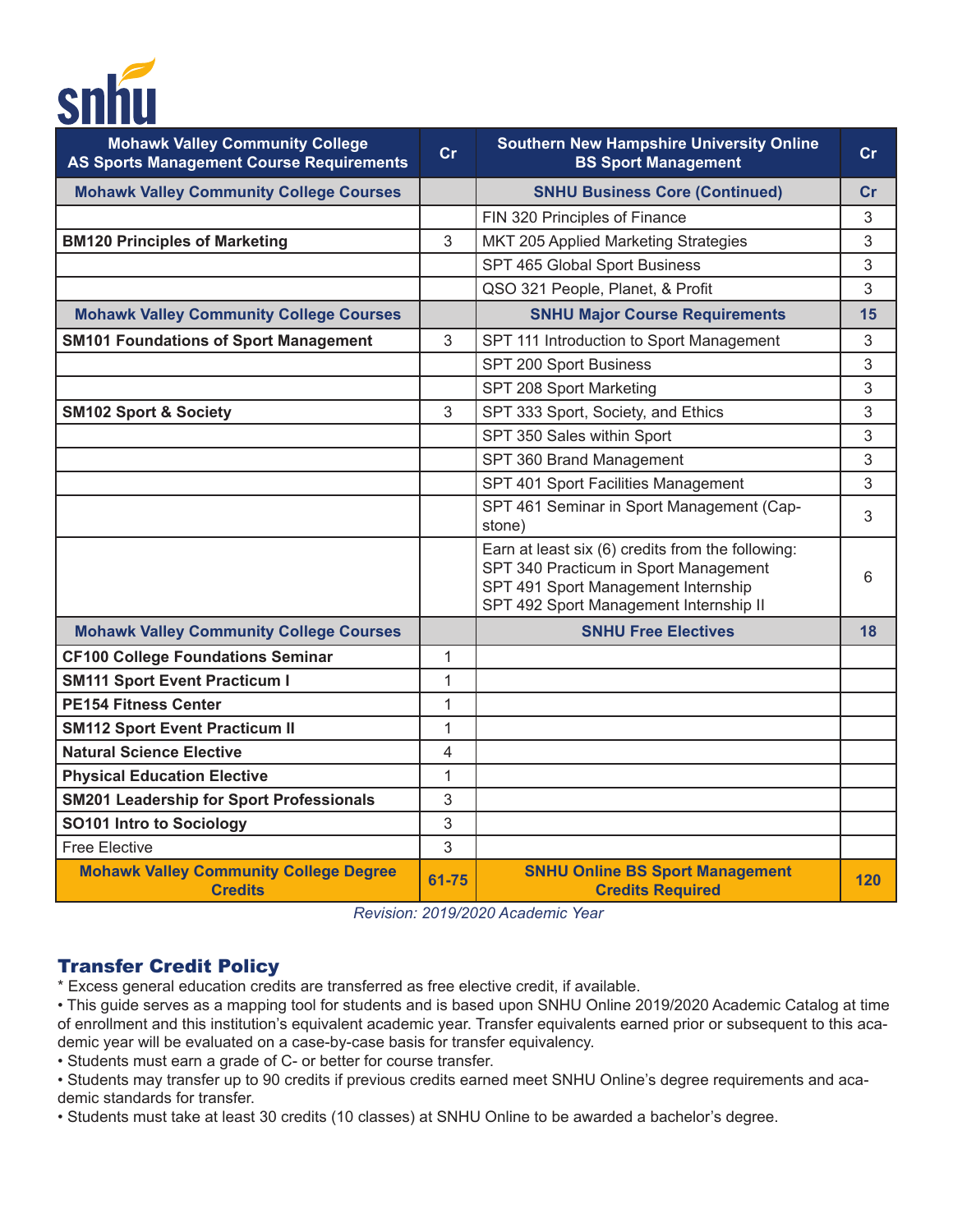snhu

| Mohawk Valley Community College AS Sports Management Course Requirements | Cr | Southern New Hampshire University Online BS Sport Management | Cr |
|---|---|---|---|
| **Mohawk Valley Community College Courses** | | **SNHU Business Core (Continued)** | **Cr** |
| | | FIN 320 Principles of Finance | 3 |
| **BM120 Principles of Marketing** | 3 | MKT 205 Applied Marketing Strategies | 3 |
| | | SPT 465 Global Sport Business | 3 |
| | | QSO 321 People, Planet, & Profit | 3 |
| **Mohawk Valley Community College Courses** | | **SNHU Major Course Requirements** | **15** |
| **SM101 Foundations of Sport Management** | 3 | SPT 111 Introduction to Sport Management | 3 |
| | | SPT 200 Sport Business | 3 |
| | | SPT 208 Sport Marketing | 3 |
| **SM102 Sport & Society** | 3 | SPT 333 Sport, Society, and Ethics | 3 |
| | | SPT 350 Sales within Sport | 3 |
| | | SPT 360 Brand Management | 3 |
| | | SPT 401 Sport Facilities Management | 3 |
| | | SPT 461 Seminar in Sport Management (Capstone) | 3 |
| | | Earn at least six (6) credits from the following: SPT 340 Practicum in Sport Management SPT 491 Sport Management Internship SPT 492 Sport Management Internship II | 6 |
| **Mohawk Valley Community College Courses** | | **SNHU Free Electives** | **18** |
| **CF100 College Foundations Seminar** | 1 | | |
| **SM111 Sport Event Practicum I** | 1 | | |
| **PE154 Fitness Center** | 1 | | |
| **SM112 Sport Event Practicum II** | 1 | | |
| **Natural Science Elective** | 4 | | |
| **Physical Education Elective** | 1 | | |
| **SM201 Leadership for Sport Professionals** | 3 | | |
| **SO101 Intro to Sociology** | 3 | | |
| Free Elective | 3 | | |
| **Mohawk Valley Community College Degree Credits** | **61-75** | **SNHU Online BS Sport Management Credits Required** | **120** |

*Revision: 2019/2020 Academic Year*

## Transfer Credit Policy

* Excess general education credits are transferred as free elective credit, if available.
- This guide serves as a mapping tool for students and is based upon SNHU Online 2019/2020 Academic Catalog at time of enrollment and this institution's equivalent academic year. Transfer equivalents earned prior or subsequent to this academic year will be evaluated on a case-by-case basis for transfer equivalency.
- Students must earn a grade of C- or better for course transfer.
- Students may transfer up to 90 credits if previous credits earned meet SNHU Online's degree requirements and academic standards for transfer.
- Students must take at least 30 credits (10 classes) at SNHU Online to be awarded a bachelor's degree.